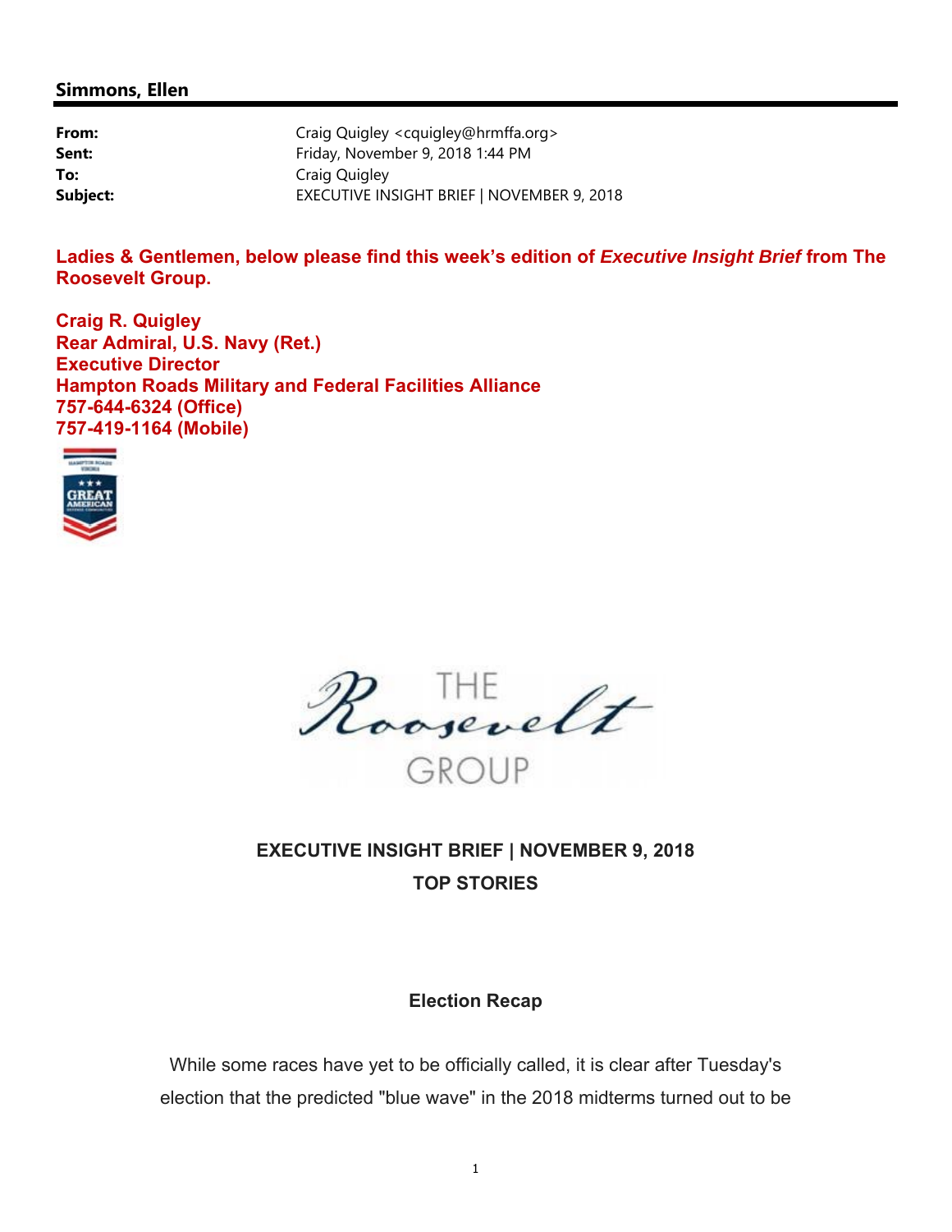**Simmons, Ellen**

---

**From:** Craig Quigley <cquigley@hrmffa.org>
**Sent:** Friday, November 9, 2018 1:44 PM
**To:** Craig Quigley
**Subject:** EXECUTIVE INSIGHT BRIEF | NOVEMBER 9, 2018

**Ladies & Gentlemen, below please find this week's edition of *Executive Insight Brief* from The Roosevelt Group.**

**Craig R. Quigley**
**Rear Admiral, U.S. Navy (Ret.)**
**Executive Director**
**Hampton Roads Military and Federal Facilities Alliance**
**757-644-6324 (Office)**
**757-419-1164 (Mobile)**

THE Roosevelt GROUP

**EXECUTIVE INSIGHT BRIEF | NOVEMBER 9, 2018**
**TOP STORIES**

**Election Recap**

While some races have yet to be officially called, it is clear after Tuesday's election that the predicted "blue wave" in the 2018 midterms turned out to be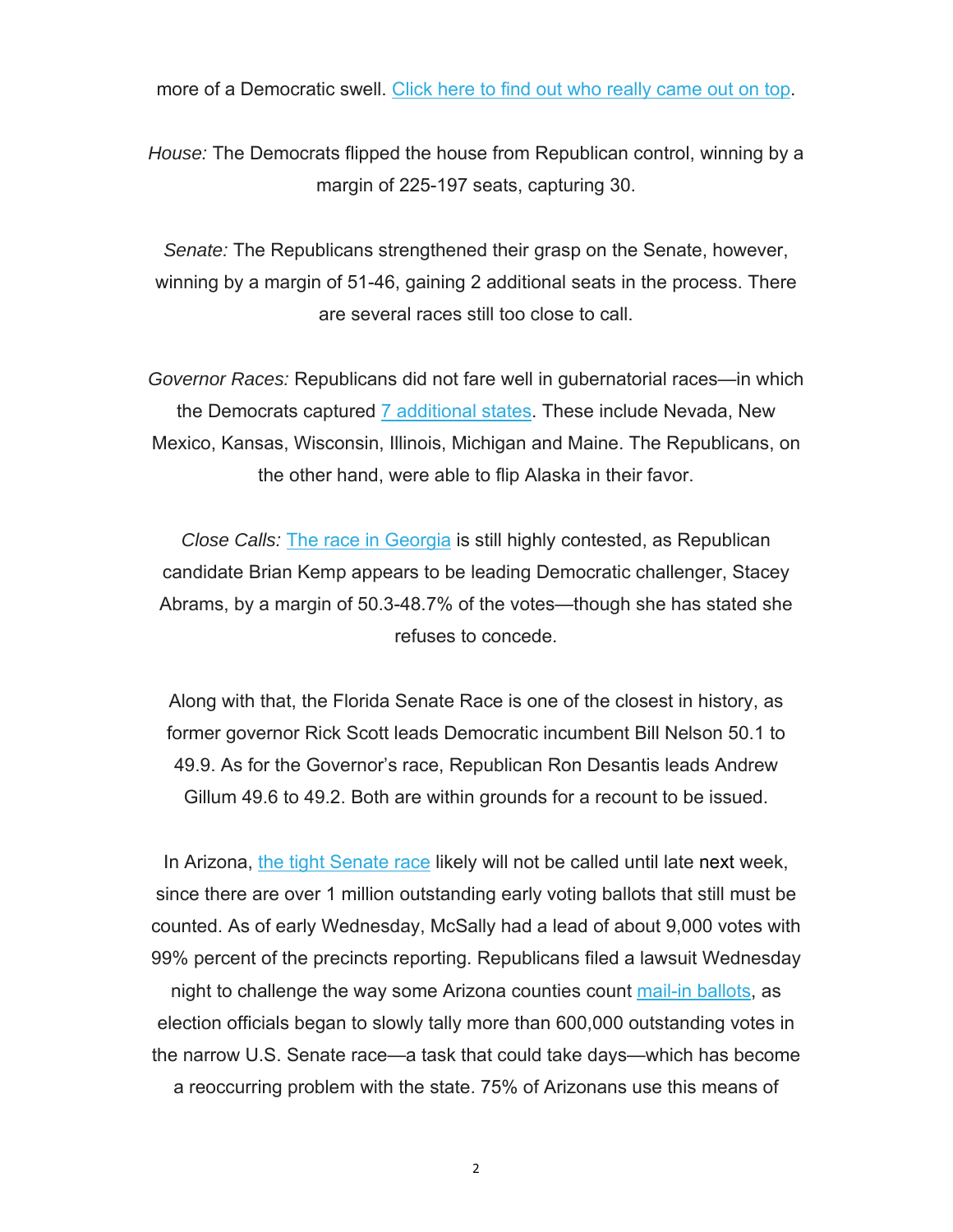more of a Democratic swell. [Click here to find out who really came out on top].

*House:* The Democrats flipped the house from Republican control, winning by a margin of 225-197 seats, capturing 30.

*Senate:* The Republicans strengthened their grasp on the Senate, however, winning by a margin of 51-46, gaining 2 additional seats in the process. There are several races still too close to call.

*Governor Races:* Republicans did not fare well in gubernatorial races—in which the Democrats captured [7 additional states]. These include Nevada, New Mexico, Kansas, Wisconsin, Illinois, Michigan and Maine. The Republicans, on the other hand, were able to flip Alaska in their favor.

*Close Calls:* [The race in Georgia] is still highly contested, as Republican candidate Brian Kemp appears to be leading Democratic challenger, Stacey Abrams, by a margin of 50.3-48.7% of the votes—though she has stated she refuses to concede.

Along with that, the Florida Senate Race is one of the closest in history, as former governor Rick Scott leads Democratic incumbent Bill Nelson 50.1 to 49.9. As for the Governor's race, Republican Ron Desantis leads Andrew Gillum 49.6 to 49.2. Both are within grounds for a recount to be issued.

In Arizona, [the tight Senate race] likely will not be called until late next week, since there are over 1 million outstanding early voting ballots that still must be counted. As of early Wednesday, McSally had a lead of about 9,000 votes with 99% percent of the precincts reporting. Republicans filed a lawsuit Wednesday night to challenge the way some Arizona counties count [mail-in ballots], as election officials began to slowly tally more than 600,000 outstanding votes in the narrow U.S. Senate race—a task that could take days—which has become a reoccurring problem with the state. 75% of Arizonans use this means of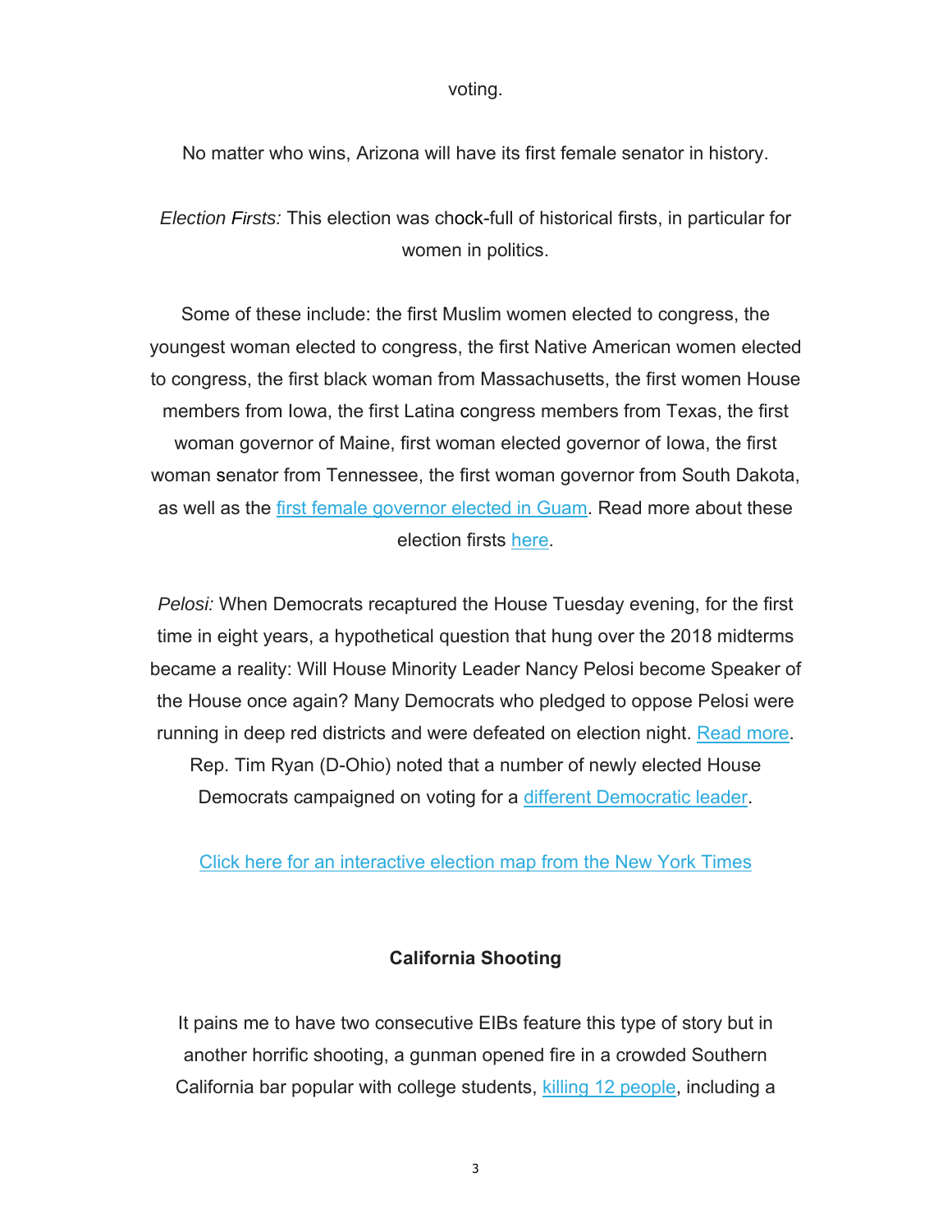voting.

No matter who wins, Arizona will have its first female senator in history.

*Election Firsts:* This election was chock-full of historical firsts, in particular for women in politics.

Some of these include: the first Muslim women elected to congress, the youngest woman elected to congress, the first Native American women elected to congress, the first black woman from Massachusetts, the first women House members from Iowa, the first Latina congress members from Texas, the first woman governor of Maine, first woman elected governor of Iowa, the first woman senator from Tennessee, the first woman governor from South Dakota, as well as the first female governor elected in Guam. Read more about these election firsts here.

*Pelosi:* When Democrats recaptured the House Tuesday evening, for the first time in eight years, a hypothetical question that hung over the 2018 midterms became a reality: Will House Minority Leader Nancy Pelosi become Speaker of the House once again? Many Democrats who pledged to oppose Pelosi were running in deep red districts and were defeated on election night. Read more. Rep. Tim Ryan (D-Ohio) noted that a number of newly elected House Democrats campaigned on voting for a different Democratic leader.

Click here for an interactive election map from the New York Times

**California Shooting**

It pains me to have two consecutive EIBs feature this type of story but in another horrific shooting, a gunman opened fire in a crowded Southern California bar popular with college students, killing 12 people, including a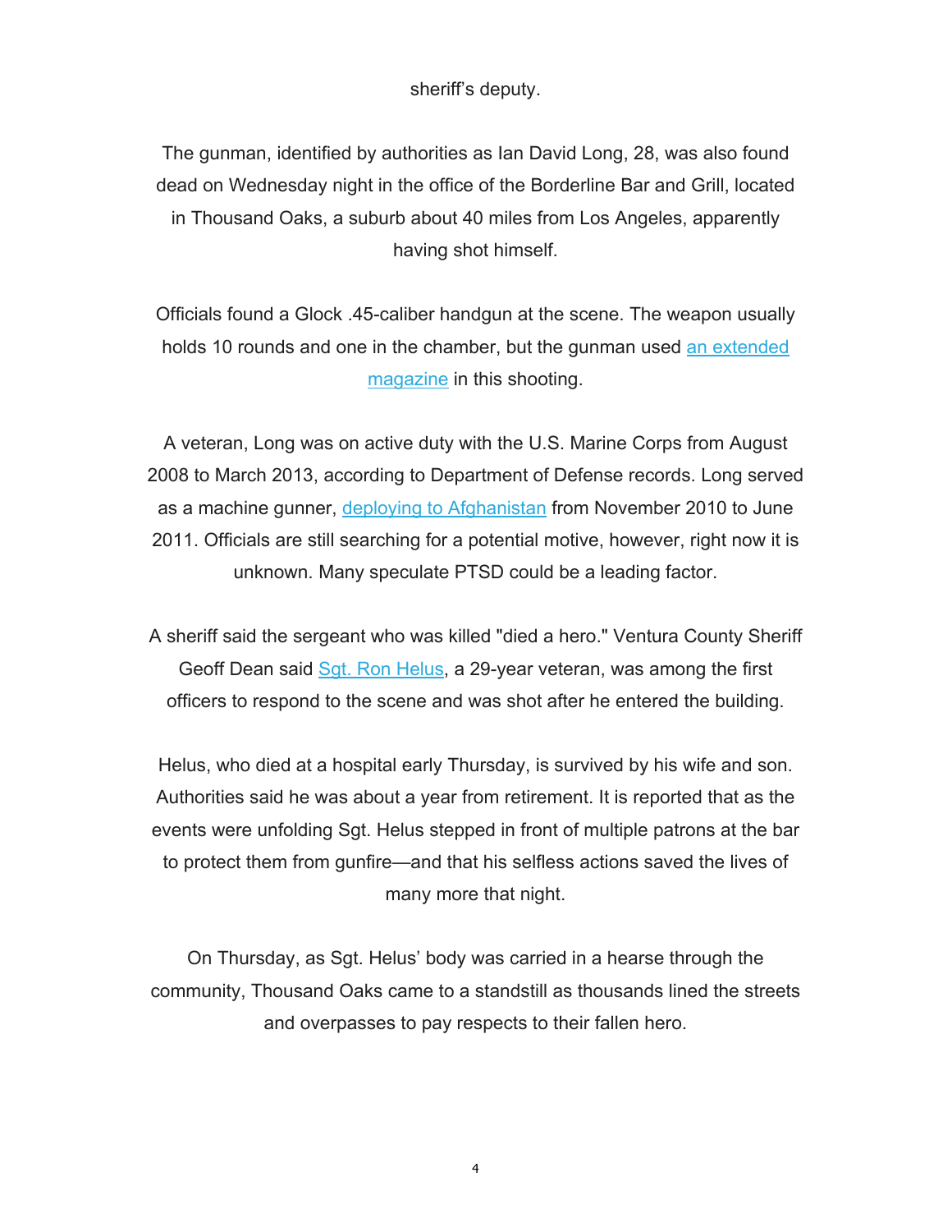sheriff's deputy.

The gunman, identified by authorities as Ian David Long, 28, was also found dead on Wednesday night in the office of the Borderline Bar and Grill, located in Thousand Oaks, a suburb about 40 miles from Los Angeles, apparently having shot himself.

Officials found a Glock .45-caliber handgun at the scene. The weapon usually holds 10 rounds and one in the chamber, but the gunman used an extended magazine in this shooting.

A veteran, Long was on active duty with the U.S. Marine Corps from August 2008 to March 2013, according to Department of Defense records. Long served as a machine gunner, deploying to Afghanistan from November 2010 to June 2011. Officials are still searching for a potential motive, however, right now it is unknown. Many speculate PTSD could be a leading factor.

A sheriff said the sergeant who was killed "died a hero." Ventura County Sheriff Geoff Dean said Sgt. Ron Helus, a 29-year veteran, was among the first officers to respond to the scene and was shot after he entered the building.

Helus, who died at a hospital early Thursday, is survived by his wife and son. Authorities said he was about a year from retirement. It is reported that as the events were unfolding Sgt. Helus stepped in front of multiple patrons at the bar to protect them from gunfire—and that his selfless actions saved the lives of many more that night.

On Thursday, as Sgt. Helus' body was carried in a hearse through the community, Thousand Oaks came to a standstill as thousands lined the streets and overpasses to pay respects to their fallen hero.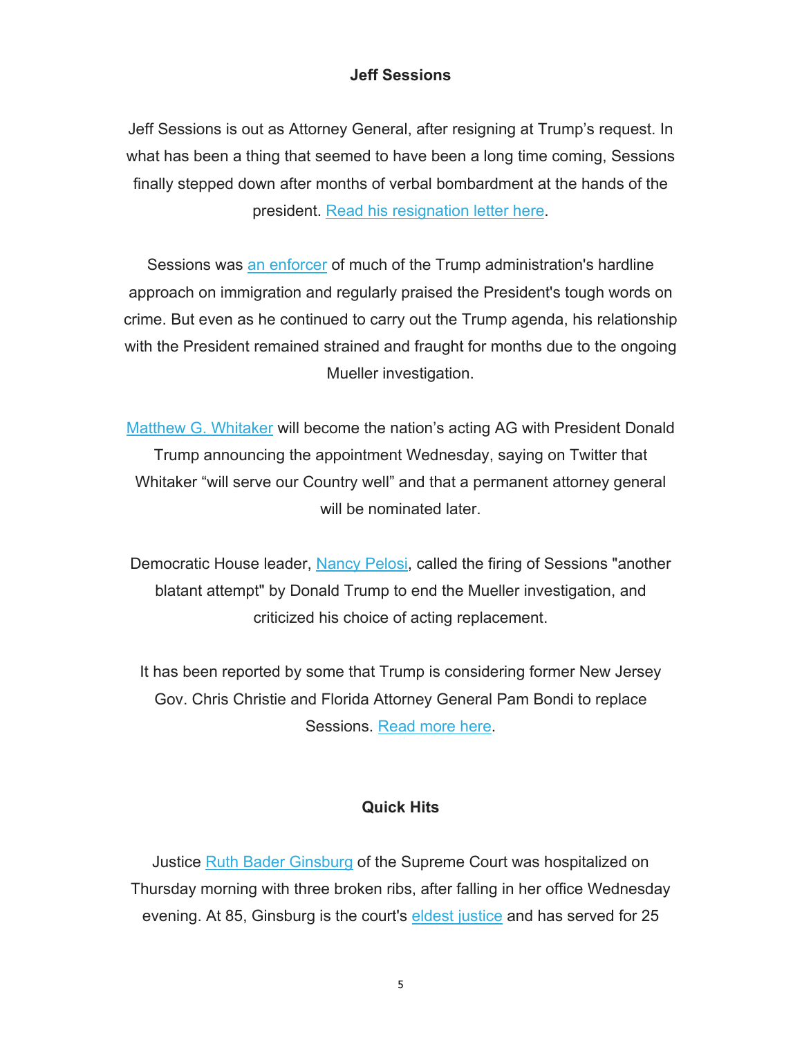**Jeff Sessions**

Jeff Sessions is out as Attorney General, after resigning at Trump's request. In what has been a thing that seemed to have been a long time coming, Sessions finally stepped down after months of verbal bombardment at the hands of the president. Read his resignation letter here.

Sessions was an enforcer of much of the Trump administration's hardline approach on immigration and regularly praised the President's tough words on crime. But even as he continued to carry out the Trump agenda, his relationship with the President remained strained and fraught for months due to the ongoing Mueller investigation.

Matthew G. Whitaker will become the nation's acting AG with President Donald Trump announcing the appointment Wednesday, saying on Twitter that Whitaker "will serve our Country well" and that a permanent attorney general will be nominated later.

Democratic House leader, Nancy Pelosi, called the firing of Sessions "another blatant attempt" by Donald Trump to end the Mueller investigation, and criticized his choice of acting replacement.

It has been reported by some that Trump is considering former New Jersey Gov. Chris Christie and Florida Attorney General Pam Bondi to replace Sessions. Read more here.

**Quick Hits**

Justice Ruth Bader Ginsburg of the Supreme Court was hospitalized on Thursday morning with three broken ribs, after falling in her office Wednesday evening. At 85, Ginsburg is the court's eldest justice and has served for 25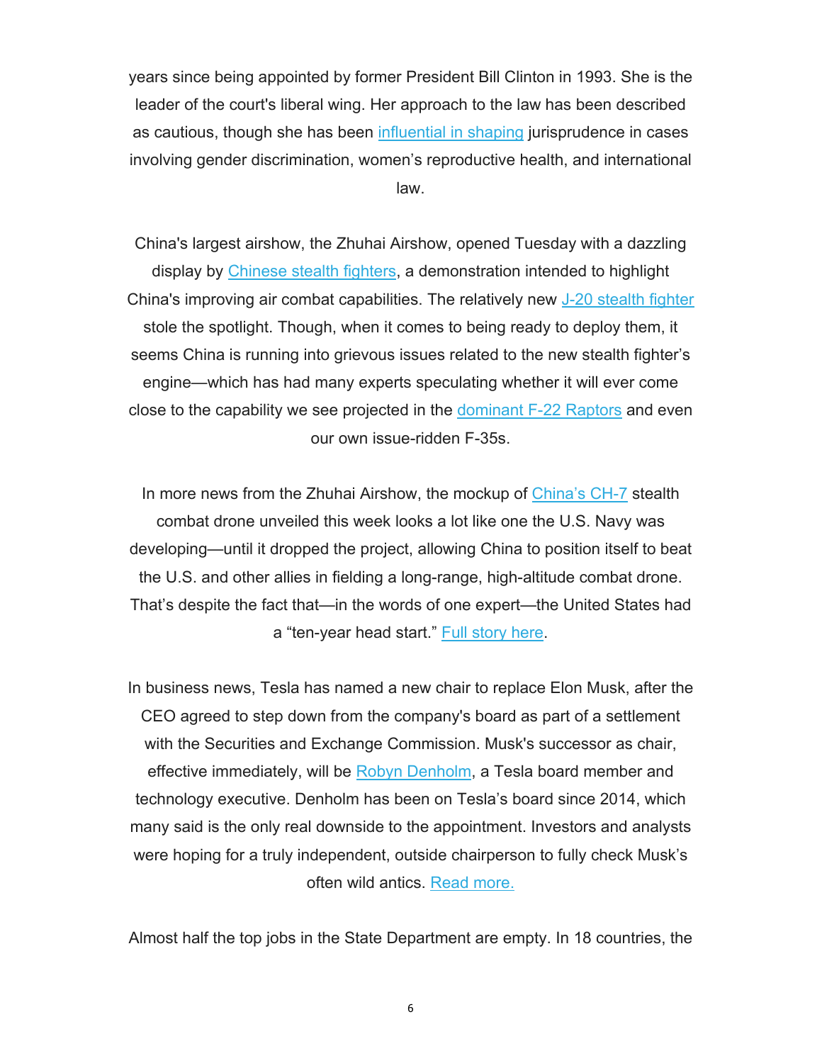years since being appointed by former President Bill Clinton in 1993. She is the leader of the court's liberal wing. Her approach to the law has been described as cautious, though she has been influential in shaping jurisprudence in cases involving gender discrimination, women's reproductive health, and international law.

China's largest airshow, the Zhuhai Airshow, opened Tuesday with a dazzling display by Chinese stealth fighters, a demonstration intended to highlight China's improving air combat capabilities. The relatively new J-20 stealth fighter stole the spotlight. Though, when it comes to being ready to deploy them, it seems China is running into grievous issues related to the new stealth fighter's engine—which has had many experts speculating whether it will ever come close to the capability we see projected in the dominant F-22 Raptors and even our own issue-ridden F-35s.

In more news from the Zhuhai Airshow, the mockup of China's CH-7 stealth combat drone unveiled this week looks a lot like one the U.S. Navy was developing—until it dropped the project, allowing China to position itself to beat the U.S. and other allies in fielding a long-range, high-altitude combat drone. That's despite the fact that—in the words of one expert—the United States had a "ten-year head start." Full story here.

In business news, Tesla has named a new chair to replace Elon Musk, after the CEO agreed to step down from the company's board as part of a settlement with the Securities and Exchange Commission. Musk's successor as chair, effective immediately, will be Robyn Denholm, a Tesla board member and technology executive. Denholm has been on Tesla's board since 2014, which many said is the only real downside to the appointment. Investors and analysts were hoping for a truly independent, outside chairperson to fully check Musk's often wild antics. Read more.

Almost half the top jobs in the State Department are empty. In 18 countries, the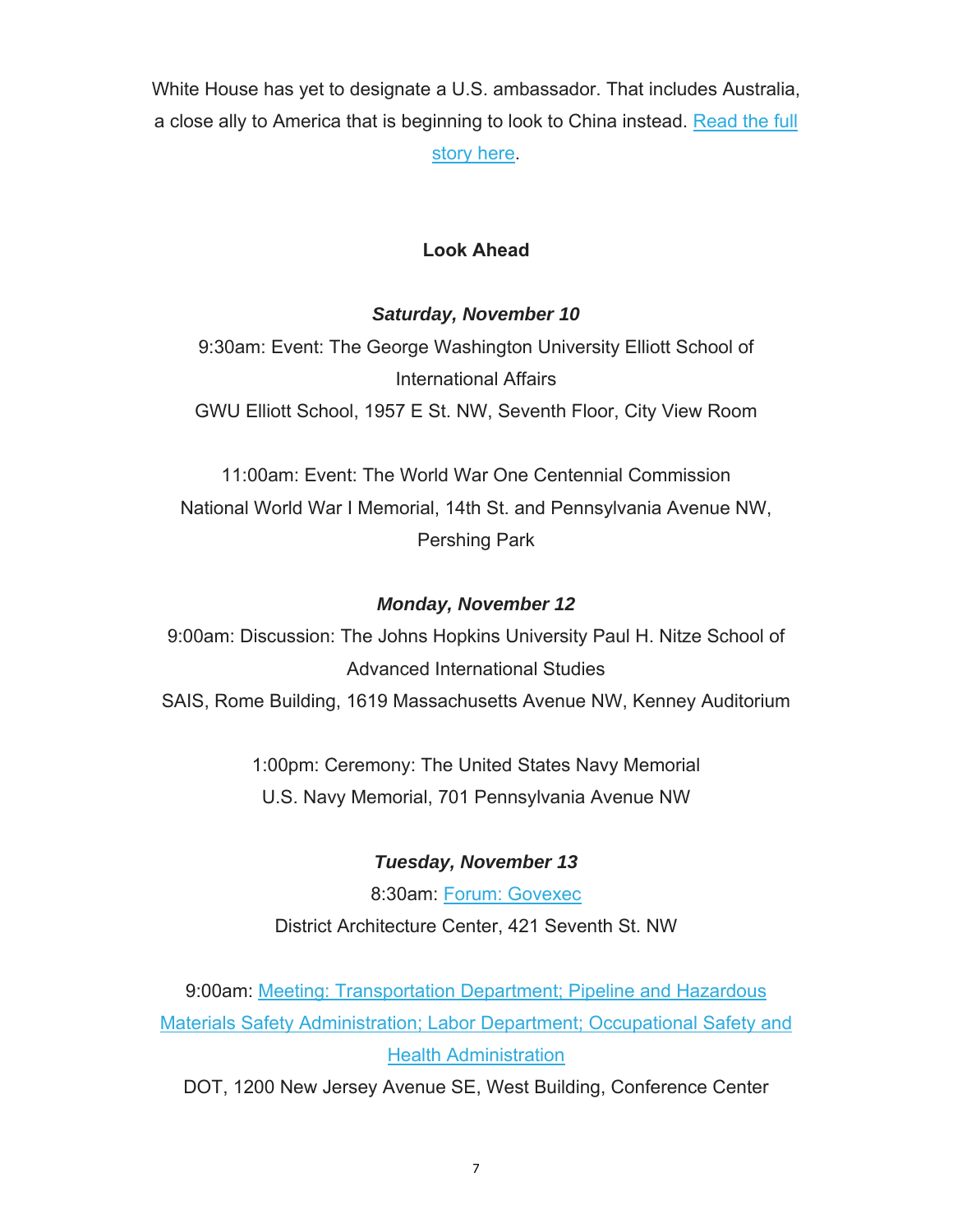White House has yet to designate a U.S. ambassador. That includes Australia, a close ally to America that is beginning to look to China instead. [Read the full story here](#).

**Look Ahead**

***Saturday, November 10***

9:30am: Event: The George Washington University Elliott School of International Affairs
GWU Elliott School, 1957 E St. NW, Seventh Floor, City View Room

11:00am: Event: The World War One Centennial Commission
National World War I Memorial, 14th St. and Pennsylvania Avenue NW, Pershing Park

***Monday, November 12***

9:00am: Discussion: The Johns Hopkins University Paul H. Nitze School of Advanced International Studies
SAIS, Rome Building, 1619 Massachusetts Avenue NW, Kenney Auditorium

1:00pm: Ceremony: The United States Navy Memorial
U.S. Navy Memorial, 701 Pennsylvania Avenue NW

***Tuesday, November 13***

8:30am: [Forum: Govexec](#)
District Architecture Center, 421 Seventh St. NW

9:00am: [Meeting: Transportation Department; Pipeline and Hazardous Materials Safety Administration; Labor Department; Occupational Safety and Health Administration](#)
DOT, 1200 New Jersey Avenue SE, West Building, Conference Center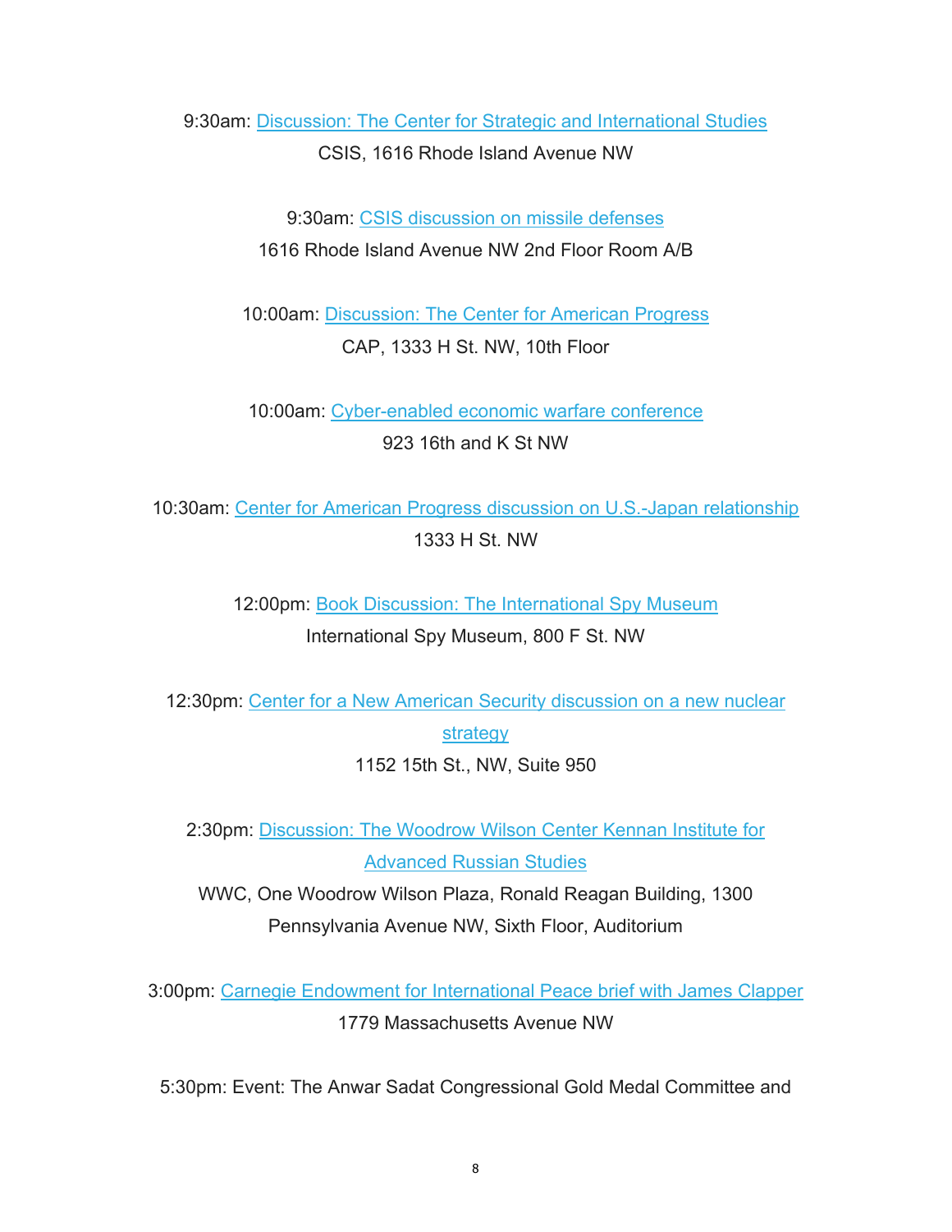9:30am: Discussion: The Center for Strategic and International Studies
CSIS, 1616 Rhode Island Avenue NW

9:30am: CSIS discussion on missile defenses
1616 Rhode Island Avenue NW 2nd Floor Room A/B

10:00am: Discussion: The Center for American Progress
CAP, 1333 H St. NW, 10th Floor

10:00am: Cyber-enabled economic warfare conference
923 16th and K St NW

10:30am: Center for American Progress discussion on U.S.-Japan relationship
1333 H St. NW

12:00pm: Book Discussion: The International Spy Museum
International Spy Museum, 800 F St. NW

12:30pm: Center for a New American Security discussion on a new nuclear strategy
1152 15th St., NW, Suite 950

2:30pm: Discussion: The Woodrow Wilson Center Kennan Institute for Advanced Russian Studies
WWC, One Woodrow Wilson Plaza, Ronald Reagan Building, 1300 Pennsylvania Avenue NW, Sixth Floor, Auditorium

3:00pm: Carnegie Endowment for International Peace brief with James Clapper
1779 Massachusetts Avenue NW

5:30pm: Event: The Anwar Sadat Congressional Gold Medal Committee and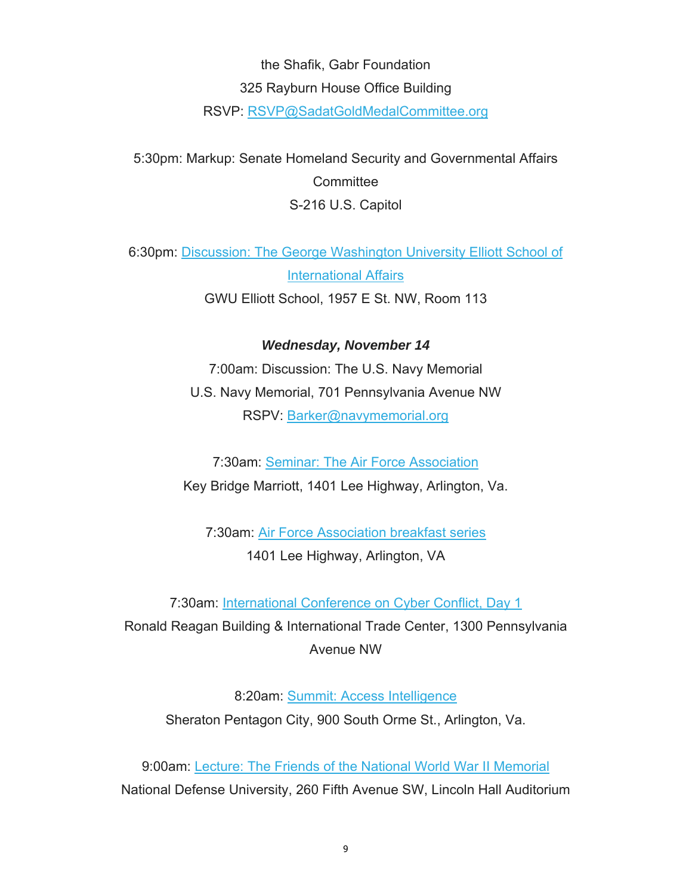the Shafik, Gabr Foundation
325 Rayburn House Office Building
RSVP: RSVP@SadatGoldMedalCommittee.org

5:30pm: Markup: Senate Homeland Security and Governmental Affairs Committee
S-216 U.S. Capitol

6:30pm: Discussion: The George Washington University Elliott School of International Affairs
GWU Elliott School, 1957 E St. NW, Room 113

***Wednesday, November 14***

7:00am: Discussion: The U.S. Navy Memorial
U.S. Navy Memorial, 701 Pennsylvania Avenue NW
RSPV: Barker@navymemorial.org

7:30am: Seminar: The Air Force Association
Key Bridge Marriott, 1401 Lee Highway, Arlington, Va.

7:30am: Air Force Association breakfast series
1401 Lee Highway, Arlington, VA

7:30am: International Conference on Cyber Conflict, Day 1
Ronald Reagan Building & International Trade Center, 1300 Pennsylvania Avenue NW

8:20am: Summit: Access Intelligence
Sheraton Pentagon City, 900 South Orme St., Arlington, Va.

9:00am: Lecture: The Friends of the National World War II Memorial
National Defense University, 260 Fifth Avenue SW, Lincoln Hall Auditorium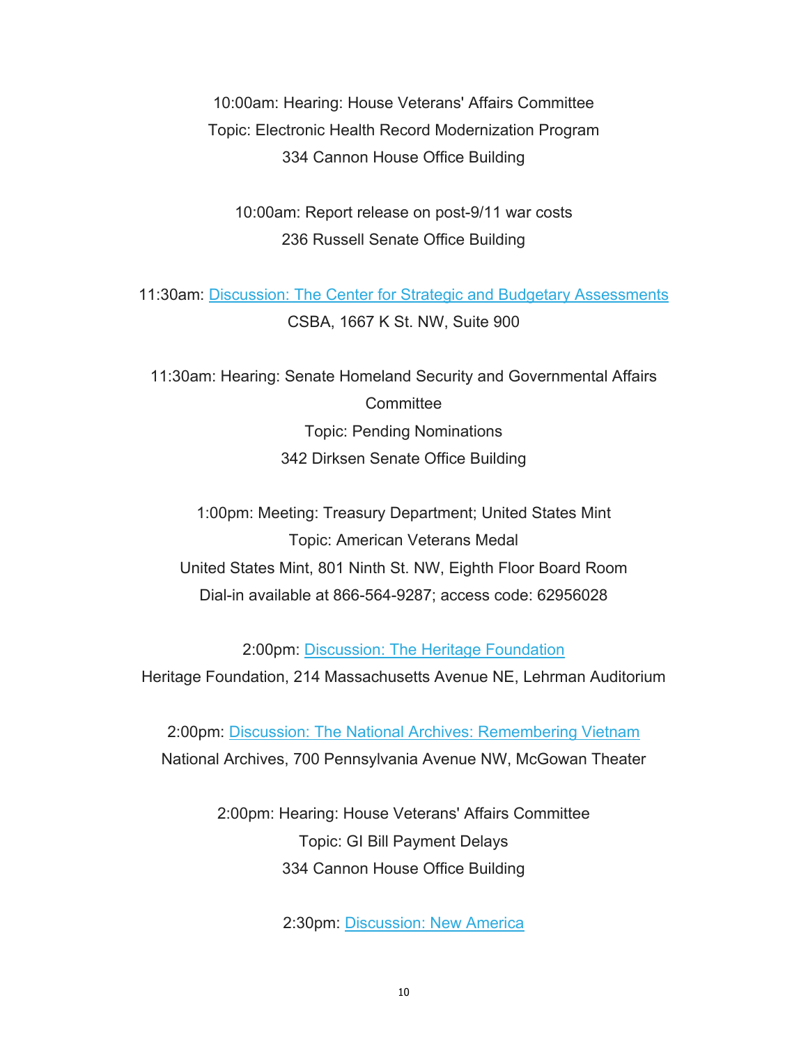10:00am: Hearing: House Veterans' Affairs Committee
Topic: Electronic Health Record Modernization Program
334 Cannon House Office Building

10:00am: Report release on post-9/11 war costs
236 Russell Senate Office Building

11:30am: [Discussion: The Center for Strategic and Budgetary Assessments]
CSBA, 1667 K St. NW, Suite 900

11:30am: Hearing: Senate Homeland Security and Governmental Affairs Committee
Topic: Pending Nominations
342 Dirksen Senate Office Building

1:00pm: Meeting: Treasury Department; United States Mint
Topic: American Veterans Medal
United States Mint, 801 Ninth St. NW, Eighth Floor Board Room
Dial-in available at 866-564-9287; access code: 62956028

2:00pm: [Discussion: The Heritage Foundation]
Heritage Foundation, 214 Massachusetts Avenue NE, Lehrman Auditorium

2:00pm: [Discussion: The National Archives: Remembering Vietnam]
National Archives, 700 Pennsylvania Avenue NW, McGowan Theater

2:00pm: Hearing: House Veterans' Affairs Committee
Topic: GI Bill Payment Delays
334 Cannon House Office Building

2:30pm: [Discussion: New America]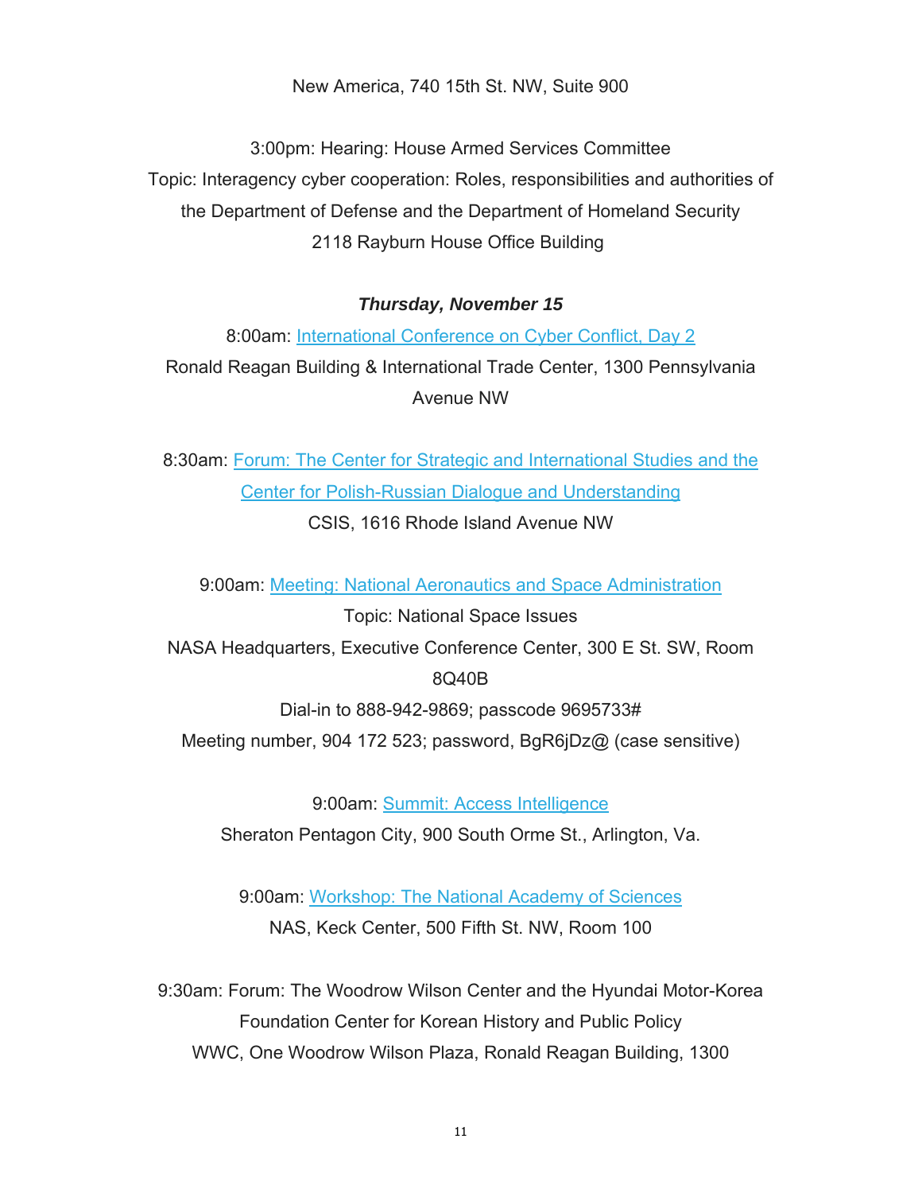New America, 740 15th St. NW, Suite 900

3:00pm: Hearing: House Armed Services Committee
Topic: Interagency cyber cooperation: Roles, responsibilities and authorities of the Department of Defense and the Department of Homeland Security
2118 Rayburn House Office Building

***Thursday, November 15***

8:00am: International Conference on Cyber Conflict, Day 2
Ronald Reagan Building & International Trade Center, 1300 Pennsylvania Avenue NW

8:30am: Forum: The Center for Strategic and International Studies and the Center for Polish-Russian Dialogue and Understanding
CSIS, 1616 Rhode Island Avenue NW

9:00am: Meeting: National Aeronautics and Space Administration
Topic: National Space Issues
NASA Headquarters, Executive Conference Center, 300 E St. SW, Room 8Q40B
Dial-in to 888-942-9869; passcode 9695733#
Meeting number, 904 172 523; password, BgR6jDz@ (case sensitive)

9:00am: Summit: Access Intelligence
Sheraton Pentagon City, 900 South Orme St., Arlington, Va.

9:00am: Workshop: The National Academy of Sciences
NAS, Keck Center, 500 Fifth St. NW, Room 100

9:30am: Forum: The Woodrow Wilson Center and the Hyundai Motor-Korea Foundation Center for Korean History and Public Policy
WWC, One Woodrow Wilson Plaza, Ronald Reagan Building, 1300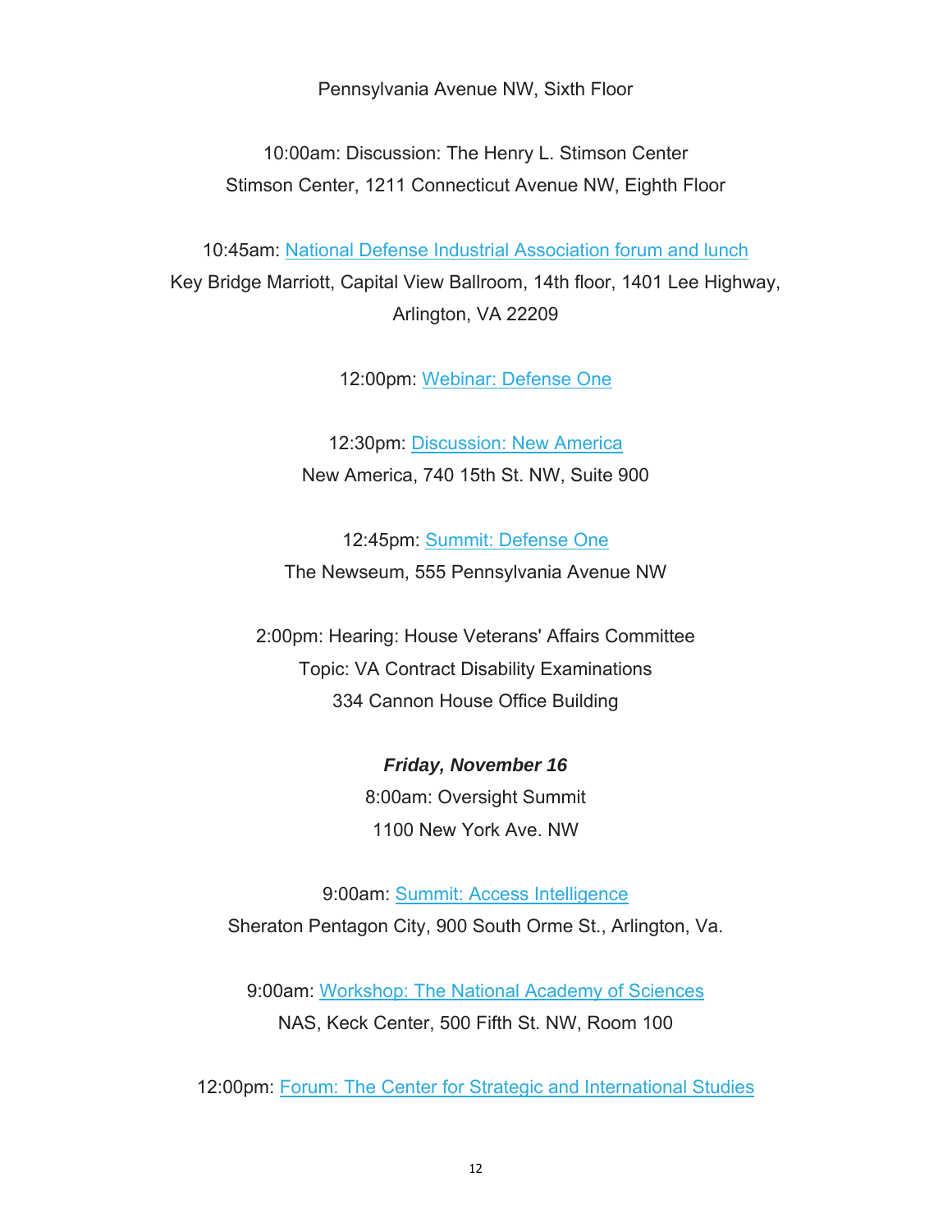Pennsylvania Avenue NW, Sixth Floor

10:00am: Discussion: The Henry L. Stimson Center
Stimson Center, 1211 Connecticut Avenue NW, Eighth Floor

10:45am: National Defense Industrial Association forum and lunch
Key Bridge Marriott, Capital View Ballroom, 14th floor, 1401 Lee Highway, Arlington, VA 22209

12:00pm: Webinar: Defense One

12:30pm: Discussion: New America
New America, 740 15th St. NW, Suite 900

12:45pm: Summit: Defense One
The Newseum, 555 Pennsylvania Avenue NW

2:00pm: Hearing: House Veterans' Affairs Committee
Topic: VA Contract Disability Examinations
334 Cannon House Office Building

***Friday, November 16***

8:00am: Oversight Summit
1100 New York Ave. NW

9:00am: Summit: Access Intelligence
Sheraton Pentagon City, 900 South Orme St., Arlington, Va.

9:00am: Workshop: The National Academy of Sciences
NAS, Keck Center, 500 Fifth St. NW, Room 100

12:00pm: Forum: The Center for Strategic and International Studies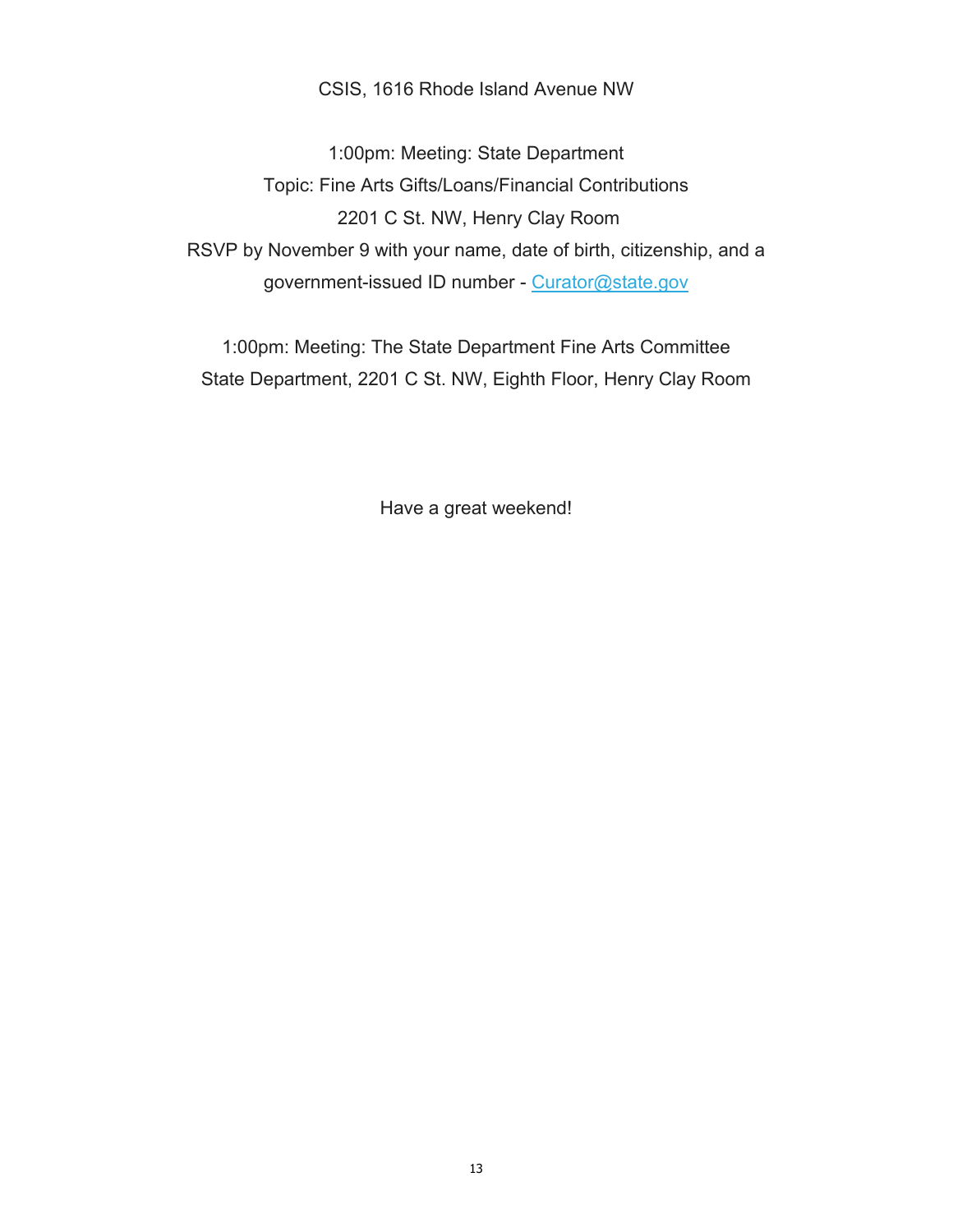CSIS, 1616 Rhode Island Avenue NW

1:00pm: Meeting: State Department
Topic: Fine Arts Gifts/Loans/Financial Contributions
2201 C St. NW, Henry Clay Room
RSVP by November 9 with your name, date of birth, citizenship, and a government-issued ID number - Curator@state.gov

1:00pm: Meeting: The State Department Fine Arts Committee
State Department, 2201 C St. NW, Eighth Floor, Henry Clay Room

Have a great weekend!